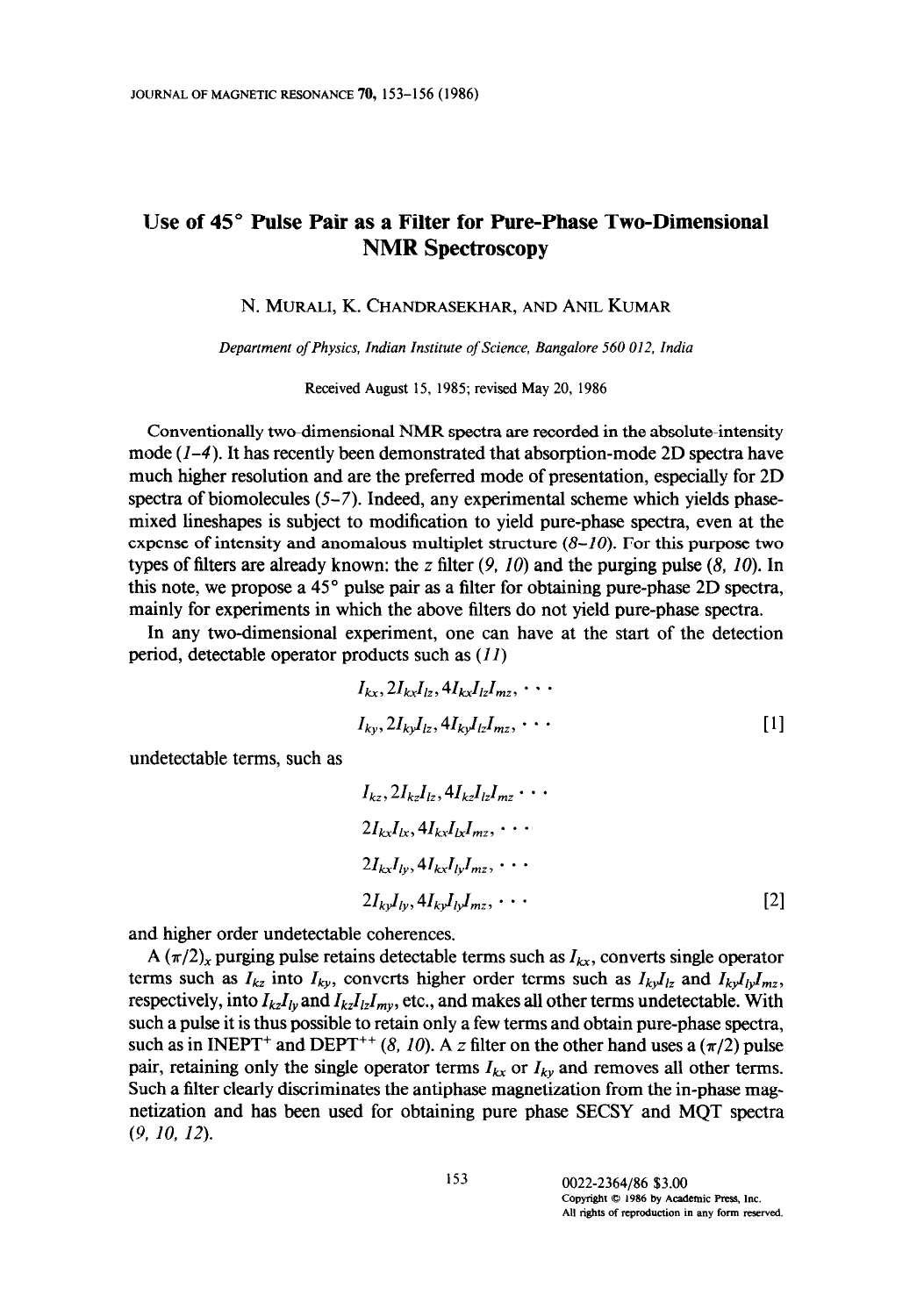# Use of 45° Pulse Pair as a Filter for Pure-Phase Two-Dimensional NMR Spectroscopy

N. MURALI, K. CHANDRASEKHAR, AND ANIL KUMAR

*Department of Physics, Indian Institute of Science, Bangalore 560 012, India*

Received August 15, 1985; revised May 20, 1986

Conventionally two-dimensional NMR spectra are recorded in the absolute-intensity mode (*1–4*). It has recently been demonstrated that absorption-mode 2D spectra have much higher resolution and are the preferred mode of presentation, especially for 2D spectra of biomolecules (*5–7*). Indeed, any experimental scheme which yields phase-mixed lineshapes is subject to modification to yield pure-phase spectra, even at the expense of intensity and anomalous multiplet structure (*8–10*). For this purpose two types of filters are already known: the *z* filter (*9, 10*) and the purging pulse (*8, 10*). In this note, we propose a 45° pulse pair as a filter for obtaining pure-phase 2D spectra, mainly for experiments in which the above filters do not yield pure-phase spectra.

In any two-dimensional experiment, one can have at the start of the detection period, detectable operator products such as (*11*)

$$
\begin{aligned}
&I_{kx}, 2I_{kx}I_{lz}, 4I_{kx}I_{lz}I_{mz}, \cdots \\
&I_{ky}, 2I_{ky}I_{lz}, 4I_{ky}I_{lz}I_{mz}, \cdots
\end{aligned} \qquad [1]
$$

undetectable terms, such as

$$
\begin{aligned}
&I_{kz}, 2I_{kz}I_{lz}, 4I_{kz}I_{lz}I_{mz} \cdots \\
&2I_{kx}I_{lx}, 4I_{kx}I_{lx}I_{mz}, \cdots \\
&2I_{kx}I_{ly}, 4I_{kx}I_{ly}I_{mz}, \cdots \\
&2I_{ky}I_{ly}, 4I_{ky}I_{ly}I_{mz}, \cdots
\end{aligned} \qquad [2]
$$

and higher order undetectable coherences.

A $(\pi/2)_x$ purging pulse retains detectable terms such as $I_{kx}$, converts single operator terms such as $I_{kz}$ into $I_{ky}$, converts higher order terms such as $I_{ky}I_{lz}$ and $I_{ky}I_{ly}I_{mz}$, respectively, into $I_{kz}I_{ly}$ and $I_{kz}I_{lz}I_{my}$, etc., and makes all other terms undetectable. With such a pulse it is thus possible to retain only a few terms and obtain pure-phase spectra, such as in INEPT$^+$ and DEPT$^{++}$ (*8, 10*). A *z* filter on the other hand uses a $(\pi/2)$ pulse pair, retaining only the single operator terms $I_{kx}$ or $I_{ky}$ and removes all other terms. Such a filter clearly discriminates the antiphase magnetization from the in-phase magnetization and has been used for obtaining pure phase SECSY and MQT spectra (*9, 10, 12*).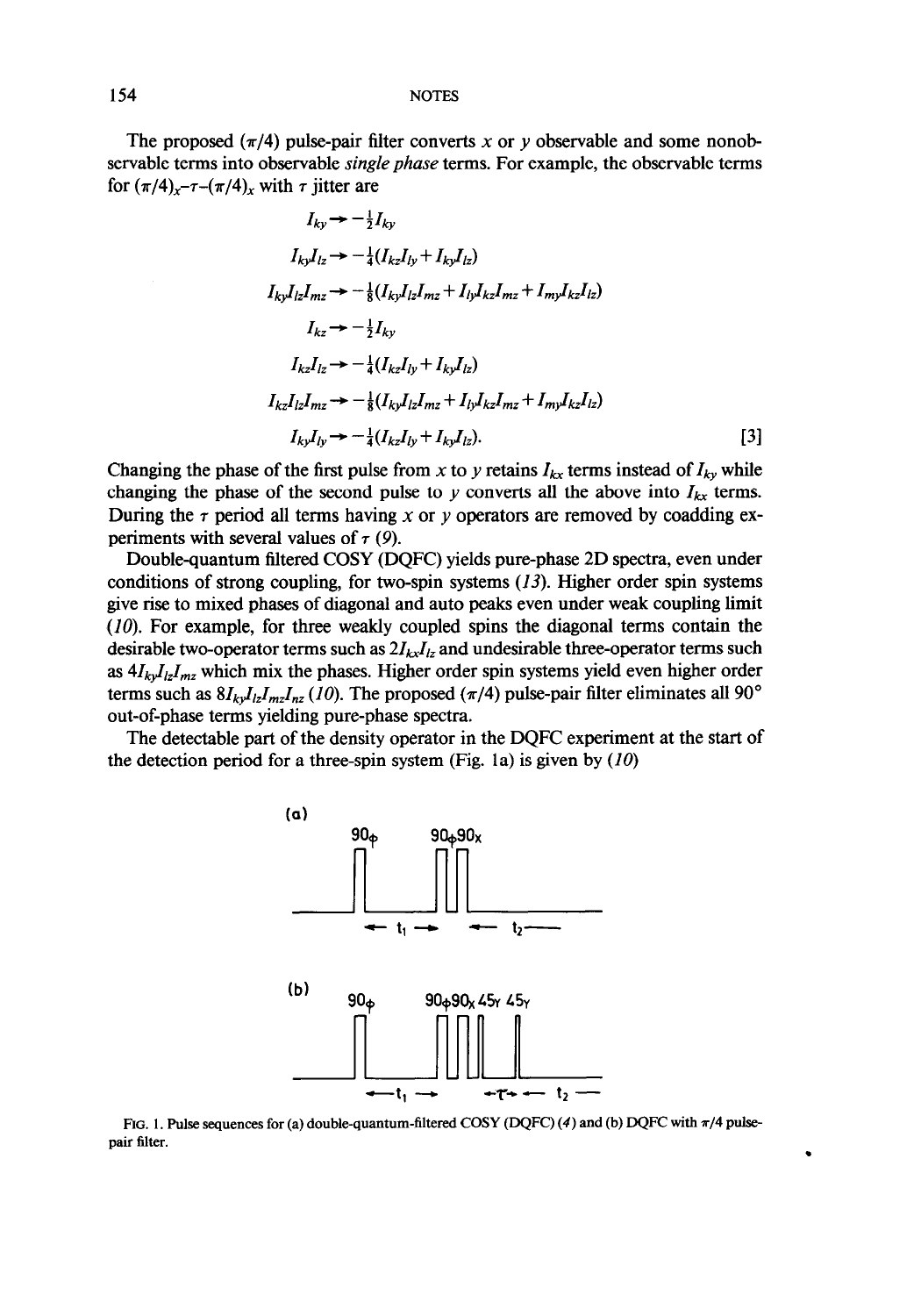The proposed ($\pi/4$) pulse-pair filter converts $x$ or $y$ observable and some nonobservable terms into observable *single phase* terms. For example, the observable terms for $(\pi/4)_x$–$\tau$–$(\pi/4)_x$ with $\tau$ jitter are

$$
\begin{aligned}
I_{ky} &\rightarrow -\tfrac{1}{2}I_{ky} \\
I_{ky}I_{lz} &\rightarrow -\tfrac{1}{4}(I_{kz}I_{ly}+I_{ky}I_{lz}) \\
I_{ky}I_{lz}I_{mz} &\rightarrow -\tfrac{1}{8}(I_{ky}I_{lz}I_{mz}+I_{ly}I_{kz}I_{mz}+I_{my}I_{kz}I_{lz}) \\
I_{kz} &\rightarrow -\tfrac{1}{2}I_{ky} \\
I_{kz}I_{lz} &\rightarrow -\tfrac{1}{4}(I_{kz}I_{ly}+I_{ky}I_{lz}) \\
I_{kz}I_{lz}I_{mz} &\rightarrow -\tfrac{1}{8}(I_{ky}I_{lz}I_{mz}+I_{ly}I_{kz}I_{mz}+I_{my}I_{kz}I_{lz}) \\
I_{ky}I_{ly} &\rightarrow -\tfrac{1}{4}(I_{kz}I_{ly}+I_{ky}I_{lz}).
\end{aligned}
\qquad [3]
$$

Changing the phase of the first pulse from $x$ to $y$ retains $I_{kx}$ terms instead of $I_{ky}$ while changing the phase of the second pulse to $y$ converts all the above into $I_{kx}$ terms. During the $\tau$ period all terms having $x$ or $y$ operators are removed by coadding experiments with several values of $\tau$ (*9*).

Double-quantum filtered COSY (DQFC) yields pure-phase 2D spectra, even under conditions of strong coupling, for two-spin systems (*13*). Higher order spin systems give rise to mixed phases of diagonal and auto peaks even under weak coupling limit (*10*). For example, for three weakly coupled spins the diagonal terms contain the desirable two-operator terms such as $2I_{kx}I_{lz}$ and undesirable three-operator terms such as $4I_{ky}I_{lz}I_{mz}$ which mix the phases. Higher order spin systems yield even higher order terms such as $8I_{ky}I_{lz}I_{mz}I_{nz}$ (*10*). The proposed ($\pi/4$) pulse-pair filter eliminates all 90° out-of-phase terms yielding pure-phase spectra.

The detectable part of the density operator in the DQFC experiment at the start of the detection period for a three-spin system (Fig. 1a) is given by (*10*)

(a) $90_\phi$ — $t_1$ — $90_\phi 90_x$ — $t_2$

(b) $90_\phi$ — $t_1$ — $90_\phi 90_x$ $45_Y$ — $\tau$ — $45_Y$ — $t_2$

FIG. 1. Pulse sequences for (a) double-quantum-filtered COSY (DQFC) (*4*) and (b) DQFC with $\pi/4$ pulse-pair filter.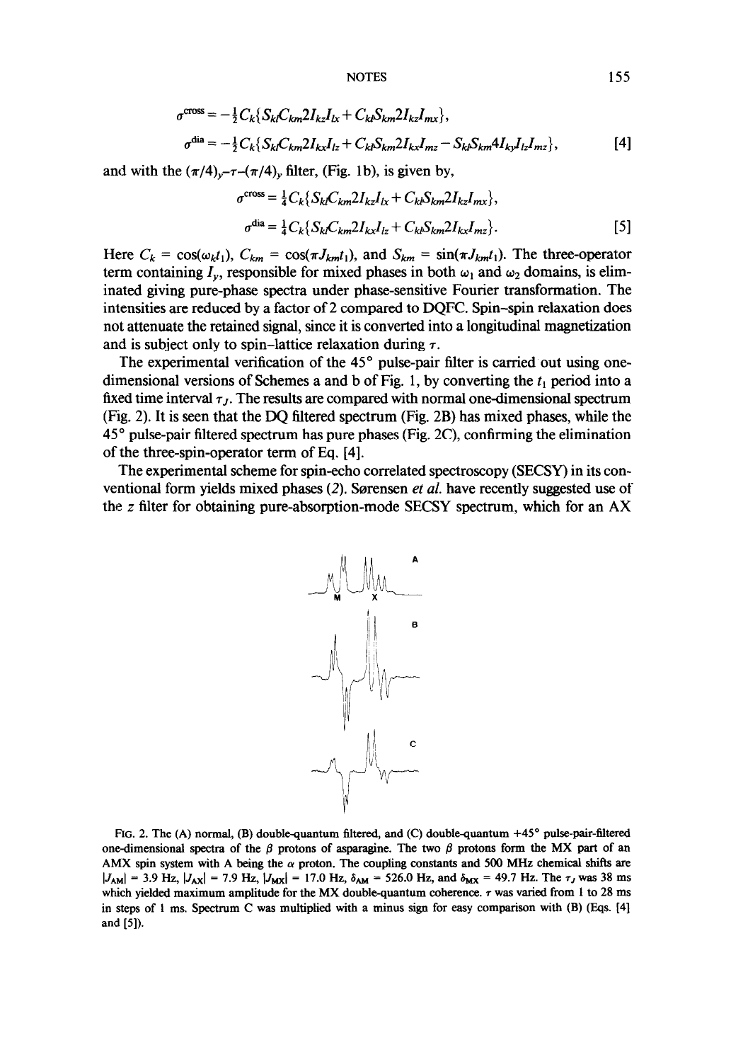$$\sigma^{\text{cross}} = -\tfrac{1}{2}C_k\{S_{kl}C_{km}2I_{kz}I_{lx} + C_{kl}S_{km}2I_{kz}I_{mx}\},$$

$$\sigma^{\text{dia}} = -\tfrac{1}{2}C_k\{S_{kl}C_{km}2I_{kx}I_{lz} + C_{kl}S_{km}2I_{kx}I_{mz} - S_{kl}S_{km}4I_{ky}I_{lz}I_{mz}\}, \qquad [4]$$

and with the $(\pi/4)_y$–$\tau$–$(\pi/4)_y$ filter, (Fig. 1b), is given by,

$$\sigma^{\text{cross}} = \tfrac{1}{4}C_k\{S_{kl}C_{km}2I_{kz}I_{lx} + C_{kl}S_{km}2I_{kz}I_{mx}\},$$

$$\sigma^{\text{dia}} = \tfrac{1}{4}C_k\{S_{kl}C_{km}2I_{kx}I_{lz} + C_{kl}S_{km}2I_{kx}I_{mz}\}. \qquad [5]$$

Here $C_k = \cos(\omega_k t_1)$, $C_{km} = \cos(\pi J_{km} t_1)$, and $S_{km} = \sin(\pi J_{km} t_1)$. The three-operator term containing $I_y$, responsible for mixed phases in both $\omega_1$ and $\omega_2$ domains, is eliminated giving pure-phase spectra under phase-sensitive Fourier transformation. The intensities are reduced by a factor of 2 compared to DQFC. Spin–spin relaxation does not attenuate the retained signal, since it is converted into a longitudinal magnetization and is subject only to spin–lattice relaxation during $\tau$.

The experimental verification of the 45° pulse-pair filter is carried out using one-dimensional versions of Schemes a and b of Fig. 1, by converting the $t_1$ period into a fixed time interval $\tau_J$. The results are compared with normal one-dimensional spectrum (Fig. 2). It is seen that the DQ filtered spectrum (Fig. 2B) has mixed phases, while the 45° pulse-pair filtered spectrum has pure phases (Fig. 2C), confirming the elimination of the three-spin-operator term of Eq. [4].

The experimental scheme for spin-echo correlated spectroscopy (SECSY) in its conventional form yields mixed phases (2). Sørensen *et al.* have recently suggested use of the *z* filter for obtaining pure-absorption-mode SECSY spectrum, which for an AX

FIG. 2. The (A) normal, (B) double-quantum filtered, and (C) double-quantum +45° pulse-pair-filtered one-dimensional spectra of the $\beta$ protons of asparagine. The two $\beta$ protons form the MX part of an AMX spin system with A being the $\alpha$ proton. The coupling constants and 500 MHz chemical shifts are $|J_{AM}| = 3.9$ Hz, $|J_{AX}| = 7.9$ Hz, $|J_{MX}| = 17.0$ Hz, $\delta_{AM} = 526.0$ Hz, and $\delta_{MX} = 49.7$ Hz. The $\tau_J$ was 38 ms which yielded maximum amplitude for the MX double-quantum coherence. $\tau$ was varied from 1 to 28 ms in steps of 1 ms. Spectrum C was multiplied with a minus sign for easy comparison with (B) (Eqs. [4] and [5]).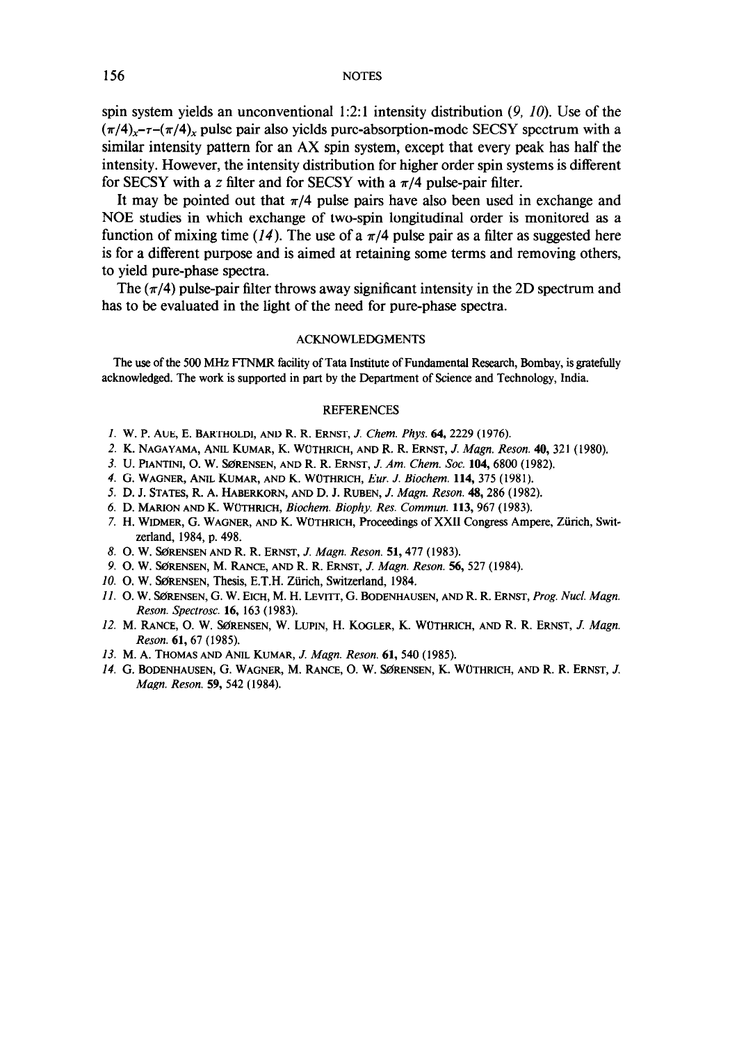spin system yields an unconventional 1:2:1 intensity distribution (*9, 10*). Use of the $(\pi/4)_x$–$\tau$–$(\pi/4)_x$ pulse pair also yields pure-absorption-mode SECSY spectrum with a similar intensity pattern for an AX spin system, except that every peak has half the intensity. However, the intensity distribution for higher order spin systems is different for SECSY with a $z$ filter and for SECSY with a $\pi/4$ pulse-pair filter.

It may be pointed out that $\pi/4$ pulse pairs have also been used in exchange and NOE studies in which exchange of two-spin longitudinal order is monitored as a function of mixing time (*14*). The use of a $\pi/4$ pulse pair as a filter as suggested here is for a different purpose and is aimed at retaining some terms and removing others, to yield pure-phase spectra.

The $(\pi/4)$ pulse-pair filter throws away significant intensity in the 2D spectrum and has to be evaluated in the light of the need for pure-phase spectra.

## ACKNOWLEDGMENTS

The use of the 500 MHz FTNMR facility of Tata Institute of Fundamental Research, Bombay, is gratefully acknowledged. The work is supported in part by the Department of Science and Technology, India.

## REFERENCES

1. W. P. Aue, E. Bartholdi, and R. R. Ernst, *J. Chem. Phys.* **64,** 2229 (1976).
2. K. Nagayama, Anil Kumar, K. Wüthrich, and R. R. Ernst, *J. Magn. Reson.* **40,** 321 (1980).
3. U. Piantini, O. W. Sørensen, and R. R. Ernst, *J. Am. Chem. Soc.* **104,** 6800 (1982).
4. G. Wagner, Anil Kumar, and K. Wüthrich, *Eur. J. Biochem.* **114,** 375 (1981).
5. D. J. States, R. A. Haberkorn, and D. J. Ruben, *J. Magn. Reson.* **48,** 286 (1982).
6. D. Marion and K. Wüthrich, *Biochem. Biophy. Res. Commun.* **113,** 967 (1983).
7. H. Widmer, G. Wagner, and K. Wüthrich, Proceedings of XXII Congress Ampere, Zürich, Switzerland, 1984, p. 498.
8. O. W. Sørensen and R. R. Ernst, *J. Magn. Reson.* **51,** 477 (1983).
9. O. W. Sørensen, M. Rance, and R. R. Ernst, *J. Magn. Reson.* **56,** 527 (1984).
10. O. W. Sørensen, Thesis, E.T.H. Zürich, Switzerland, 1984.
11. O. W. Sørensen, G. W. Eich, M. H. Levitt, G. Bodenhausen, and R. R. Ernst, *Prog. Nucl. Magn. Reson. Spectrosc.* **16,** 163 (1983).
12. M. Rance, O. W. Sørensen, W. Lupin, H. Kogler, K. Wüthrich, and R. R. Ernst, *J. Magn. Reson.* **61,** 67 (1985).
13. M. A. Thomas and Anil Kumar, *J. Magn. Reson.* **61,** 540 (1985).
14. G. Bodenhausen, G. Wagner, M. Rance, O. W. Sørensen, K. Wüthrich, and R. R. Ernst, *J. Magn. Reson.* **59,** 542 (1984).